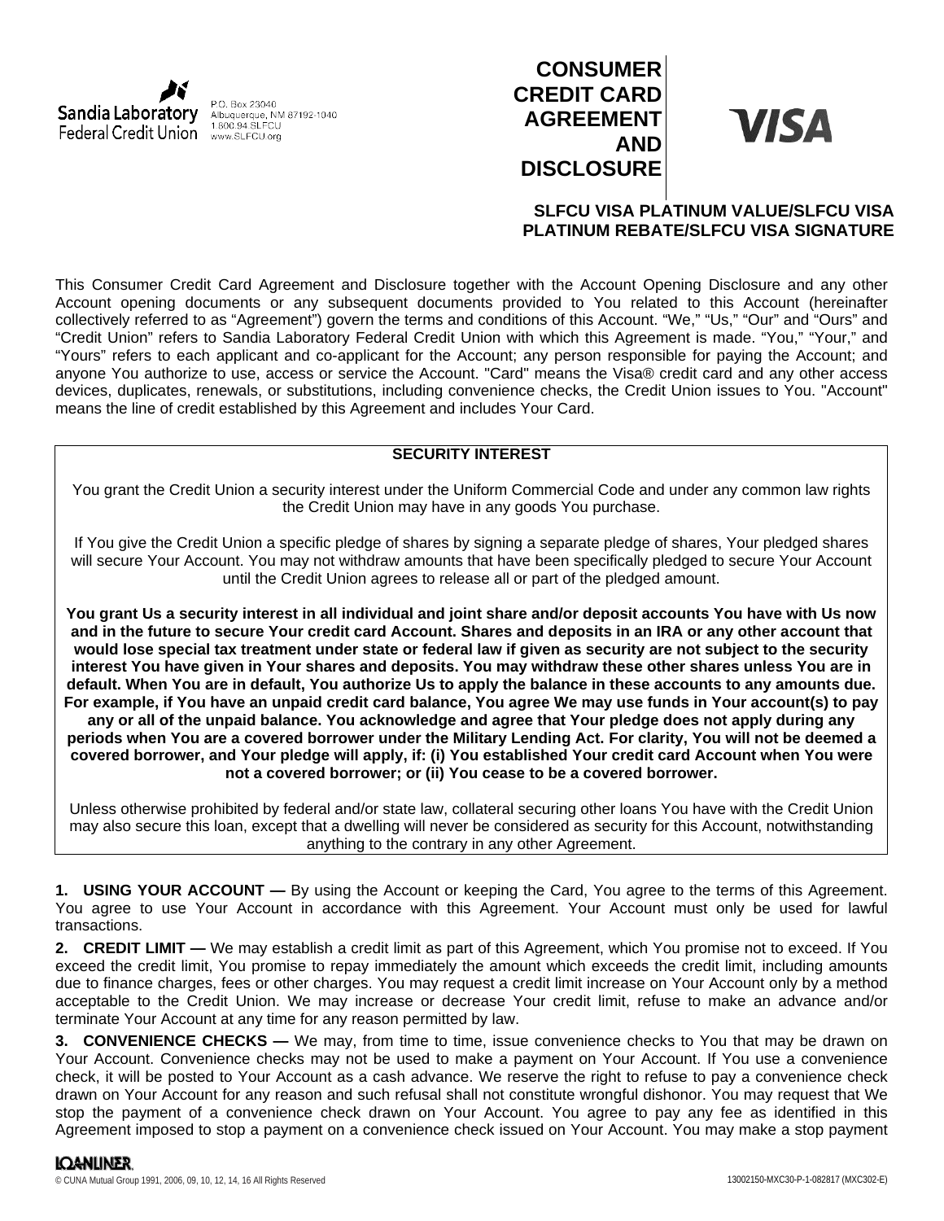Sandia Laboratory Federal Credit Union
P.O. Box 23040
Albuquerque, NM 87192-1040
1.800.94.SLFCU
www.SLFCU.org

# CONSUMER CREDIT CARD AGREEMENT AND DISCLOSURE

VISA

## SLFCU VISA PLATINUM VALUE/SLFCU VISA PLATINUM REBATE/SLFCU VISA SIGNATURE

This Consumer Credit Card Agreement and Disclosure together with the Account Opening Disclosure and any other Account opening documents or any subsequent documents provided to You related to this Account (hereinafter collectively referred to as "Agreement") govern the terms and conditions of this Account. "We," "Us," "Our" and "Ours" and "Credit Union" refers to Sandia Laboratory Federal Credit Union with which this Agreement is made. "You," "Your," and "Yours" refers to each applicant and co-applicant for the Account; any person responsible for paying the Account; and anyone You authorize to use, access or service the Account. "Card" means the Visa® credit card and any other access devices, duplicates, renewals, or substitutions, including convenience checks, the Credit Union issues to You. "Account" means the line of credit established by this Agreement and includes Your Card.

**SECURITY INTEREST**

You grant the Credit Union a security interest under the Uniform Commercial Code and under any common law rights the Credit Union may have in any goods You purchase.

If You give the Credit Union a specific pledge of shares by signing a separate pledge of shares, Your pledged shares will secure Your Account. You may not withdraw amounts that have been specifically pledged to secure Your Account until the Credit Union agrees to release all or part of the pledged amount.

**You grant Us a security interest in all individual and joint share and/or deposit accounts You have with Us now and in the future to secure Your credit card Account. Shares and deposits in an IRA or any other account that would lose special tax treatment under state or federal law if given as security are not subject to the security interest You have given in Your shares and deposits. You may withdraw these other shares unless You are in default. When You are in default, You authorize Us to apply the balance in these accounts to any amounts due. For example, if You have an unpaid credit card balance, You agree We may use funds in Your account(s) to pay any or all of the unpaid balance. You acknowledge and agree that Your pledge does not apply during any periods when You are a covered borrower under the Military Lending Act. For clarity, You will not be deemed a covered borrower, and Your pledge will apply, if: (i) You established Your credit card Account when You were not a covered borrower; or (ii) You cease to be a covered borrower.**

Unless otherwise prohibited by federal and/or state law, collateral securing other loans You have with the Credit Union may also secure this loan, except that a dwelling will never be considered as security for this Account, notwithstanding anything to the contrary in any other Agreement.

**1. USING YOUR ACCOUNT —** By using the Account or keeping the Card, You agree to the terms of this Agreement. You agree to use Your Account in accordance with this Agreement. Your Account must only be used for lawful transactions.

**2. CREDIT LIMIT —** We may establish a credit limit as part of this Agreement, which You promise not to exceed. If You exceed the credit limit, You promise to repay immediately the amount which exceeds the credit limit, including amounts due to finance charges, fees or other charges. You may request a credit limit increase on Your Account only by a method acceptable to the Credit Union. We may increase or decrease Your credit limit, refuse to make an advance and/or terminate Your Account at any time for any reason permitted by law.

**3. CONVENIENCE CHECKS —** We may, from time to time, issue convenience checks to You that may be drawn on Your Account. Convenience checks may not be used to make a payment on Your Account. If You use a convenience check, it will be posted to Your Account as a cash advance. We reserve the right to refuse to pay a convenience check drawn on Your Account for any reason and such refusal shall not constitute wrongful dishonor. You may request that We stop the payment of a convenience check drawn on Your Account. You agree to pay any fee as identified in this Agreement imposed to stop a payment on a convenience check issued on Your Account. You may make a stop payment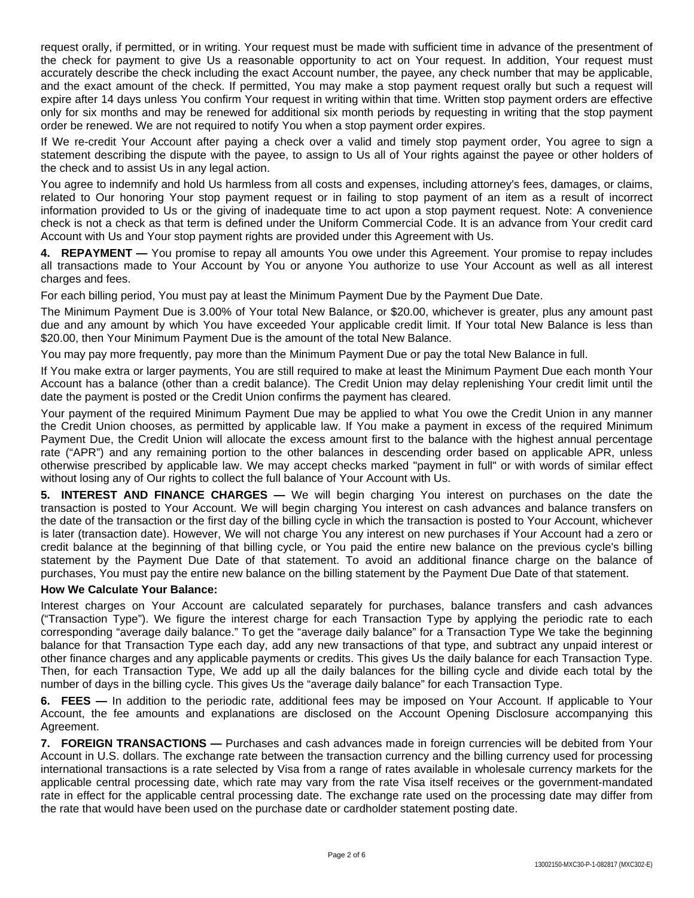request orally, if permitted, or in writing. Your request must be made with sufficient time in advance of the presentment of the check for payment to give Us a reasonable opportunity to act on Your request. In addition, Your request must accurately describe the check including the exact Account number, the payee, any check number that may be applicable, and the exact amount of the check. If permitted, You may make a stop payment request orally but such a request will expire after 14 days unless You confirm Your request in writing within that time. Written stop payment orders are effective only for six months and may be renewed for additional six month periods by requesting in writing that the stop payment order be renewed. We are not required to notify You when a stop payment order expires.

If We re-credit Your Account after paying a check over a valid and timely stop payment order, You agree to sign a statement describing the dispute with the payee, to assign to Us all of Your rights against the payee or other holders of the check and to assist Us in any legal action.

You agree to indemnify and hold Us harmless from all costs and expenses, including attorney's fees, damages, or claims, related to Our honoring Your stop payment request or in failing to stop payment of an item as a result of incorrect information provided to Us or the giving of inadequate time to act upon a stop payment request. Note: A convenience check is not a check as that term is defined under the Uniform Commercial Code. It is an advance from Your credit card Account with Us and Your stop payment rights are provided under this Agreement with Us.

**4. REPAYMENT —** You promise to repay all amounts You owe under this Agreement. Your promise to repay includes all transactions made to Your Account by You or anyone You authorize to use Your Account as well as all interest charges and fees.

For each billing period, You must pay at least the Minimum Payment Due by the Payment Due Date.

The Minimum Payment Due is 3.00% of Your total New Balance, or $20.00, whichever is greater, plus any amount past due and any amount by which You have exceeded Your applicable credit limit. If Your total New Balance is less than $20.00, then Your Minimum Payment Due is the amount of the total New Balance.

You may pay more frequently, pay more than the Minimum Payment Due or pay the total New Balance in full.

If You make extra or larger payments, You are still required to make at least the Minimum Payment Due each month Your Account has a balance (other than a credit balance). The Credit Union may delay replenishing Your credit limit until the date the payment is posted or the Credit Union confirms the payment has cleared.

Your payment of the required Minimum Payment Due may be applied to what You owe the Credit Union in any manner the Credit Union chooses, as permitted by applicable law. If You make a payment in excess of the required Minimum Payment Due, the Credit Union will allocate the excess amount first to the balance with the highest annual percentage rate ("APR") and any remaining portion to the other balances in descending order based on applicable APR, unless otherwise prescribed by applicable law. We may accept checks marked "payment in full" or with words of similar effect without losing any of Our rights to collect the full balance of Your Account with Us.

**5. INTEREST AND FINANCE CHARGES —** We will begin charging You interest on purchases on the date the transaction is posted to Your Account. We will begin charging You interest on cash advances and balance transfers on the date of the transaction or the first day of the billing cycle in which the transaction is posted to Your Account, whichever is later (transaction date). However, We will not charge You any interest on new purchases if Your Account had a zero or credit balance at the beginning of that billing cycle, or You paid the entire new balance on the previous cycle's billing statement by the Payment Due Date of that statement. To avoid an additional finance charge on the balance of purchases, You must pay the entire new balance on the billing statement by the Payment Due Date of that statement.

**How We Calculate Your Balance:**

Interest charges on Your Account are calculated separately for purchases, balance transfers and cash advances ("Transaction Type"). We figure the interest charge for each Transaction Type by applying the periodic rate to each corresponding "average daily balance." To get the "average daily balance" for a Transaction Type We take the beginning balance for that Transaction Type each day, add any new transactions of that type, and subtract any unpaid interest or other finance charges and any applicable payments or credits. This gives Us the daily balance for each Transaction Type. Then, for each Transaction Type, We add up all the daily balances for the billing cycle and divide each total by the number of days in the billing cycle. This gives Us the "average daily balance" for each Transaction Type.

**6. FEES —** In addition to the periodic rate, additional fees may be imposed on Your Account. If applicable to Your Account, the fee amounts and explanations are disclosed on the Account Opening Disclosure accompanying this Agreement.

**7. FOREIGN TRANSACTIONS —** Purchases and cash advances made in foreign currencies will be debited from Your Account in U.S. dollars. The exchange rate between the transaction currency and the billing currency used for processing international transactions is a rate selected by Visa from a range of rates available in wholesale currency markets for the applicable central processing date, which rate may vary from the rate Visa itself receives or the government-mandated rate in effect for the applicable central processing date. The exchange rate used on the processing date may differ from the rate that would have been used on the purchase date or cardholder statement posting date.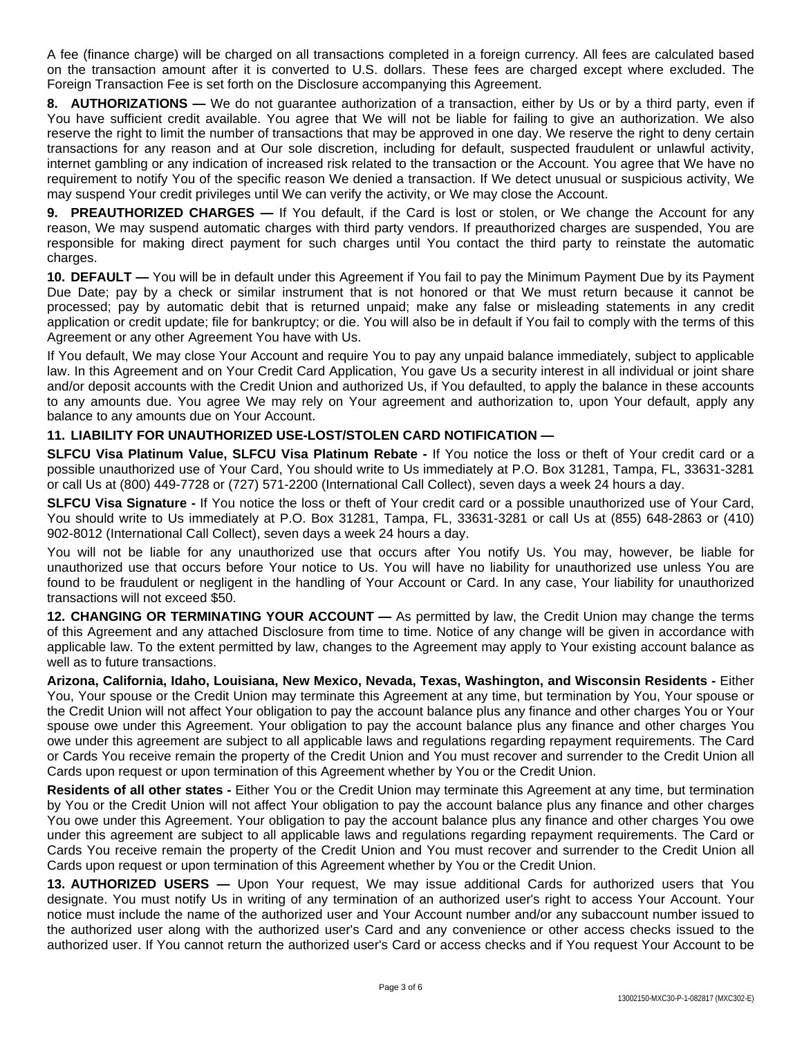A fee (finance charge) will be charged on all transactions completed in a foreign currency. All fees are calculated based on the transaction amount after it is converted to U.S. dollars. These fees are charged except where excluded. The Foreign Transaction Fee is set forth on the Disclosure accompanying this Agreement.

**8. AUTHORIZATIONS —** We do not guarantee authorization of a transaction, either by Us or by a third party, even if You have sufficient credit available. You agree that We will not be liable for failing to give an authorization. We also reserve the right to limit the number of transactions that may be approved in one day. We reserve the right to deny certain transactions for any reason and at Our sole discretion, including for default, suspected fraudulent or unlawful activity, internet gambling or any indication of increased risk related to the transaction or the Account. You agree that We have no requirement to notify You of the specific reason We denied a transaction. If We detect unusual or suspicious activity, We may suspend Your credit privileges until We can verify the activity, or We may close the Account.

**9. PREAUTHORIZED CHARGES —** If You default, if the Card is lost or stolen, or We change the Account for any reason, We may suspend automatic charges with third party vendors. If preauthorized charges are suspended, You are responsible for making direct payment for such charges until You contact the third party to reinstate the automatic charges.

**10. DEFAULT —** You will be in default under this Agreement if You fail to pay the Minimum Payment Due by its Payment Due Date; pay by a check or similar instrument that is not honored or that We must return because it cannot be processed; pay by automatic debit that is returned unpaid; make any false or misleading statements in any credit application or credit update; file for bankruptcy; or die. You will also be in default if You fail to comply with the terms of this Agreement or any other Agreement You have with Us.

If You default, We may close Your Account and require You to pay any unpaid balance immediately, subject to applicable law. In this Agreement and on Your Credit Card Application, You gave Us a security interest in all individual or joint share and/or deposit accounts with the Credit Union and authorized Us, if You defaulted, to apply the balance in these accounts to any amounts due. You agree We may rely on Your agreement and authorization to, upon Your default, apply any balance to any amounts due on Your Account.

**11. LIABILITY FOR UNAUTHORIZED USE-LOST/STOLEN CARD NOTIFICATION —**

**SLFCU Visa Platinum Value, SLFCU Visa Platinum Rebate -** If You notice the loss or theft of Your credit card or a possible unauthorized use of Your Card, You should write to Us immediately at P.O. Box 31281, Tampa, FL, 33631-3281 or call Us at (800) 449-7728 or (727) 571-2200 (International Call Collect), seven days a week 24 hours a day.

**SLFCU Visa Signature -** If You notice the loss or theft of Your credit card or a possible unauthorized use of Your Card, You should write to Us immediately at P.O. Box 31281, Tampa, FL, 33631-3281 or call Us at (855) 648-2863 or (410) 902-8012 (International Call Collect), seven days a week 24 hours a day.

You will not be liable for any unauthorized use that occurs after You notify Us. You may, however, be liable for unauthorized use that occurs before Your notice to Us. You will have no liability for unauthorized use unless You are found to be fraudulent or negligent in the handling of Your Account or Card. In any case, Your liability for unauthorized transactions will not exceed $50.

**12. CHANGING OR TERMINATING YOUR ACCOUNT —** As permitted by law, the Credit Union may change the terms of this Agreement and any attached Disclosure from time to time. Notice of any change will be given in accordance with applicable law. To the extent permitted by law, changes to the Agreement may apply to Your existing account balance as well as to future transactions.

**Arizona, California, Idaho, Louisiana, New Mexico, Nevada, Texas, Washington, and Wisconsin Residents -** Either You, Your spouse or the Credit Union may terminate this Agreement at any time, but termination by You, Your spouse or the Credit Union will not affect Your obligation to pay the account balance plus any finance and other charges You or Your spouse owe under this Agreement. Your obligation to pay the account balance plus any finance and other charges You owe under this agreement are subject to all applicable laws and regulations regarding repayment requirements. The Card or Cards You receive remain the property of the Credit Union and You must recover and surrender to the Credit Union all Cards upon request or upon termination of this Agreement whether by You or the Credit Union.

**Residents of all other states -** Either You or the Credit Union may terminate this Agreement at any time, but termination by You or the Credit Union will not affect Your obligation to pay the account balance plus any finance and other charges You owe under this Agreement. Your obligation to pay the account balance plus any finance and other charges You owe under this agreement are subject to all applicable laws and regulations regarding repayment requirements. The Card or Cards You receive remain the property of the Credit Union and You must recover and surrender to the Credit Union all Cards upon request or upon termination of this Agreement whether by You or the Credit Union.

**13. AUTHORIZED USERS —** Upon Your request, We may issue additional Cards for authorized users that You designate. You must notify Us in writing of any termination of an authorized user's right to access Your Account. Your notice must include the name of the authorized user and Your Account number and/or any subaccount number issued to the authorized user along with the authorized user's Card and any convenience or other access checks issued to the authorized user. If You cannot return the authorized user's Card or access checks and if You request Your Account to be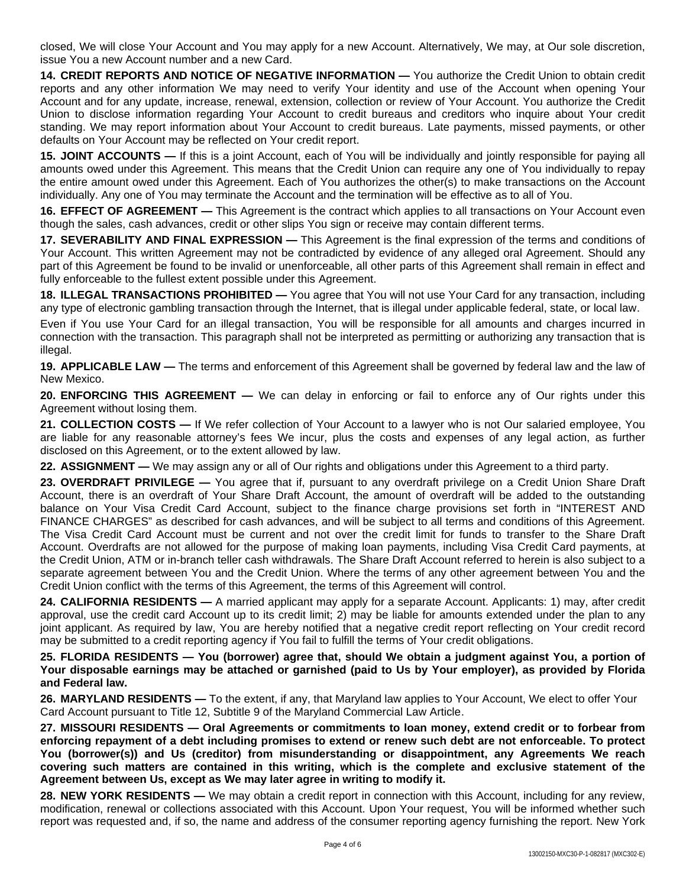closed, We will close Your Account and You may apply for a new Account. Alternatively, We may, at Our sole discretion, issue You a new Account number and a new Card.

**14. CREDIT REPORTS AND NOTICE OF NEGATIVE INFORMATION —** You authorize the Credit Union to obtain credit reports and any other information We may need to verify Your identity and use of the Account when opening Your Account and for any update, increase, renewal, extension, collection or review of Your Account. You authorize the Credit Union to disclose information regarding Your Account to credit bureaus and creditors who inquire about Your credit standing. We may report information about Your Account to credit bureaus. Late payments, missed payments, or other defaults on Your Account may be reflected on Your credit report.

**15. JOINT ACCOUNTS —** If this is a joint Account, each of You will be individually and jointly responsible for paying all amounts owed under this Agreement. This means that the Credit Union can require any one of You individually to repay the entire amount owed under this Agreement. Each of You authorizes the other(s) to make transactions on the Account individually. Any one of You may terminate the Account and the termination will be effective as to all of You.

**16. EFFECT OF AGREEMENT —** This Agreement is the contract which applies to all transactions on Your Account even though the sales, cash advances, credit or other slips You sign or receive may contain different terms.

**17. SEVERABILITY AND FINAL EXPRESSION —** This Agreement is the final expression of the terms and conditions of Your Account. This written Agreement may not be contradicted by evidence of any alleged oral Agreement. Should any part of this Agreement be found to be invalid or unenforceable, all other parts of this Agreement shall remain in effect and fully enforceable to the fullest extent possible under this Agreement.

**18. ILLEGAL TRANSACTIONS PROHIBITED —** You agree that You will not use Your Card for any transaction, including any type of electronic gambling transaction through the Internet, that is illegal under applicable federal, state, or local law.

Even if You use Your Card for an illegal transaction, You will be responsible for all amounts and charges incurred in connection with the transaction. This paragraph shall not be interpreted as permitting or authorizing any transaction that is illegal.

**19. APPLICABLE LAW —** The terms and enforcement of this Agreement shall be governed by federal law and the law of New Mexico.

**20. ENFORCING THIS AGREEMENT —** We can delay in enforcing or fail to enforce any of Our rights under this Agreement without losing them.

**21. COLLECTION COSTS —** If We refer collection of Your Account to a lawyer who is not Our salaried employee, You are liable for any reasonable attorney's fees We incur, plus the costs and expenses of any legal action, as further disclosed on this Agreement, or to the extent allowed by law.

**22. ASSIGNMENT —** We may assign any or all of Our rights and obligations under this Agreement to a third party.

**23. OVERDRAFT PRIVILEGE —** You agree that if, pursuant to any overdraft privilege on a Credit Union Share Draft Account, there is an overdraft of Your Share Draft Account, the amount of overdraft will be added to the outstanding balance on Your Visa Credit Card Account, subject to the finance charge provisions set forth in "INTEREST AND FINANCE CHARGES" as described for cash advances, and will be subject to all terms and conditions of this Agreement. The Visa Credit Card Account must be current and not over the credit limit for funds to transfer to the Share Draft Account. Overdrafts are not allowed for the purpose of making loan payments, including Visa Credit Card payments, at the Credit Union, ATM or in-branch teller cash withdrawals. The Share Draft Account referred to herein is also subject to a separate agreement between You and the Credit Union. Where the terms of any other agreement between You and the Credit Union conflict with the terms of this Agreement, the terms of this Agreement will control.

**24. CALIFORNIA RESIDENTS —** A married applicant may apply for a separate Account. Applicants: 1) may, after credit approval, use the credit card Account up to its credit limit; 2) may be liable for amounts extended under the plan to any joint applicant. As required by law, You are hereby notified that a negative credit report reflecting on Your credit record may be submitted to a credit reporting agency if You fail to fulfill the terms of Your credit obligations.

**25. FLORIDA RESIDENTS — You (borrower) agree that, should We obtain a judgment against You, a portion of Your disposable earnings may be attached or garnished (paid to Us by Your employer), as provided by Florida and Federal law.**

**26. MARYLAND RESIDENTS —** To the extent, if any, that Maryland law applies to Your Account, We elect to offer Your Card Account pursuant to Title 12, Subtitle 9 of the Maryland Commercial Law Article.

**27. MISSOURI RESIDENTS — Oral Agreements or commitments to loan money, extend credit or to forbear from enforcing repayment of a debt including promises to extend or renew such debt are not enforceable. To protect You (borrower(s)) and Us (creditor) from misunderstanding or disappointment, any Agreements We reach covering such matters are contained in this writing, which is the complete and exclusive statement of the Agreement between Us, except as We may later agree in writing to modify it.**

**28. NEW YORK RESIDENTS —** We may obtain a credit report in connection with this Account, including for any review, modification, renewal or collections associated with this Account. Upon Your request, You will be informed whether such report was requested and, if so, the name and address of the consumer reporting agency furnishing the report. New York

13002150-MXC30-P-1-082817 (MXC302-E)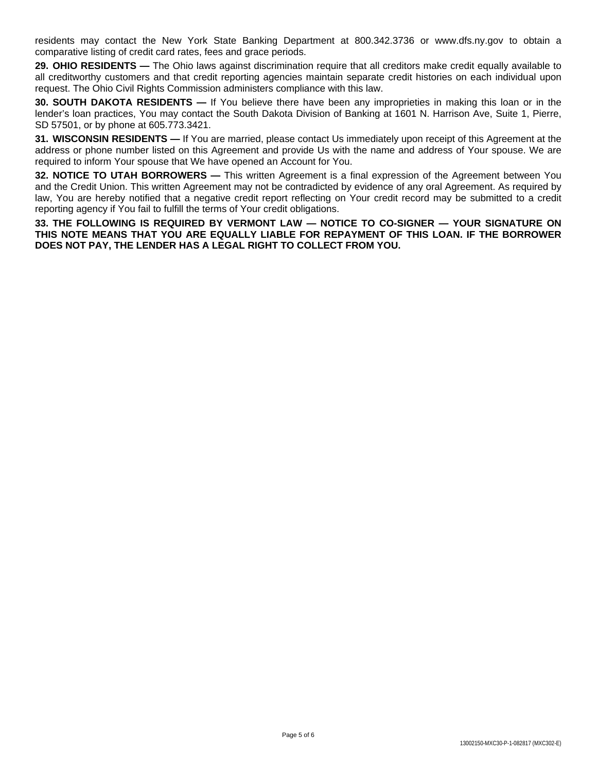residents may contact the New York State Banking Department at 800.342.3736 or www.dfs.ny.gov to obtain a comparative listing of credit card rates, fees and grace periods.

**29. OHIO RESIDENTS —** The Ohio laws against discrimination require that all creditors make credit equally available to all creditworthy customers and that credit reporting agencies maintain separate credit histories on each individual upon request. The Ohio Civil Rights Commission administers compliance with this law.

**30. SOUTH DAKOTA RESIDENTS —** If You believe there have been any improprieties in making this loan or in the lender's loan practices, You may contact the South Dakota Division of Banking at 1601 N. Harrison Ave, Suite 1, Pierre, SD 57501, or by phone at 605.773.3421.

**31. WISCONSIN RESIDENTS —** If You are married, please contact Us immediately upon receipt of this Agreement at the address or phone number listed on this Agreement and provide Us with the name and address of Your spouse. We are required to inform Your spouse that We have opened an Account for You.

**32. NOTICE TO UTAH BORROWERS —** This written Agreement is a final expression of the Agreement between You and the Credit Union. This written Agreement may not be contradicted by evidence of any oral Agreement. As required by law, You are hereby notified that a negative credit report reflecting on Your credit record may be submitted to a credit reporting agency if You fail to fulfill the terms of Your credit obligations.

**33. THE FOLLOWING IS REQUIRED BY VERMONT LAW — NOTICE TO CO-SIGNER — YOUR SIGNATURE ON THIS NOTE MEANS THAT YOU ARE EQUALLY LIABLE FOR REPAYMENT OF THIS LOAN. IF THE BORROWER DOES NOT PAY, THE LENDER HAS A LEGAL RIGHT TO COLLECT FROM YOU.**

13002150-MXC30-P-1-082817 (MXC302-E)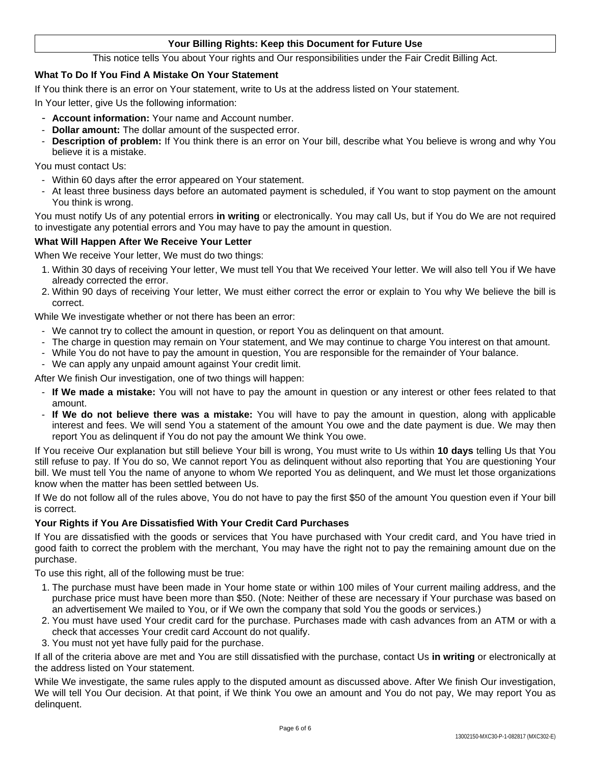## Your Billing Rights: Keep this Document for Future Use

This notice tells You about Your rights and Our responsibilities under the Fair Credit Billing Act.

### What To Do If You Find A Mistake On Your Statement

If You think there is an error on Your statement, write to Us at the address listed on Your statement.

In Your letter, give Us the following information:

- **Account information:** Your name and Account number.
- **Dollar amount:** The dollar amount of the suspected error.
- **Description of problem:** If You think there is an error on Your bill, describe what You believe is wrong and why You believe it is a mistake.

You must contact Us:

- Within 60 days after the error appeared on Your statement.
- At least three business days before an automated payment is scheduled, if You want to stop payment on the amount You think is wrong.

You must notify Us of any potential errors **in writing** or electronically. You may call Us, but if You do We are not required to investigate any potential errors and You may have to pay the amount in question.

### What Will Happen After We Receive Your Letter

When We receive Your letter, We must do two things:

1. Within 30 days of receiving Your letter, We must tell You that We received Your letter. We will also tell You if We have already corrected the error.
2. Within 90 days of receiving Your letter, We must either correct the error or explain to You why We believe the bill is correct.

While We investigate whether or not there has been an error:

- We cannot try to collect the amount in question, or report You as delinquent on that amount.
- The charge in question may remain on Your statement, and We may continue to charge You interest on that amount.
- While You do not have to pay the amount in question, You are responsible for the remainder of Your balance.
- We can apply any unpaid amount against Your credit limit.

After We finish Our investigation, one of two things will happen:

- **If We made a mistake:** You will not have to pay the amount in question or any interest or other fees related to that amount.
- **If We do not believe there was a mistake:** You will have to pay the amount in question, along with applicable interest and fees. We will send You a statement of the amount You owe and the date payment is due. We may then report You as delinquent if You do not pay the amount We think You owe.

If You receive Our explanation but still believe Your bill is wrong, You must write to Us within **10 days** telling Us that You still refuse to pay. If You do so, We cannot report You as delinquent without also reporting that You are questioning Your bill. We must tell You the name of anyone to whom We reported You as delinquent, and We must let those organizations know when the matter has been settled between Us.

If We do not follow all of the rules above, You do not have to pay the first $50 of the amount You question even if Your bill is correct.

### Your Rights if You Are Dissatisfied With Your Credit Card Purchases

If You are dissatisfied with the goods or services that You have purchased with Your credit card, and You have tried in good faith to correct the problem with the merchant, You may have the right not to pay the remaining amount due on the purchase.

To use this right, all of the following must be true:

1. The purchase must have been made in Your home state or within 100 miles of Your current mailing address, and the purchase price must have been more than $50. (Note: Neither of these are necessary if Your purchase was based on an advertisement We mailed to You, or if We own the company that sold You the goods or services.)
2. You must have used Your credit card for the purchase. Purchases made with cash advances from an ATM or with a check that accesses Your credit card Account do not qualify.
3. You must not yet have fully paid for the purchase.

If all of the criteria above are met and You are still dissatisfied with the purchase, contact Us **in writing** or electronically at the address listed on Your statement.

While We investigate, the same rules apply to the disputed amount as discussed above. After We finish Our investigation, We will tell You Our decision. At that point, if We think You owe an amount and You do not pay, We may report You as delinquent.

13002150-MXC30-P-1-082817 (MXC302-E)